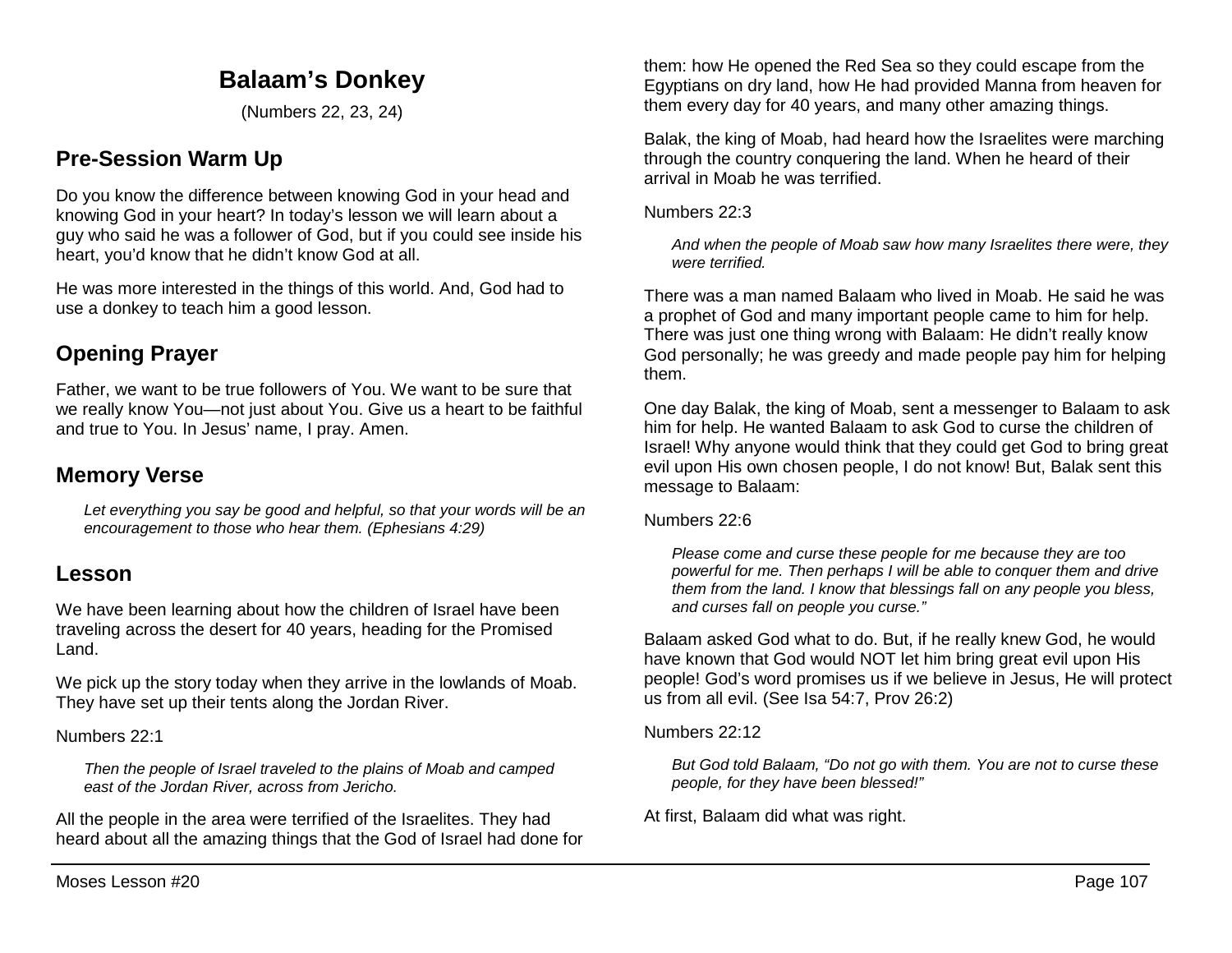# Balaam's Donkey

(Numbers 22, 23, 24)

## Pre-Session Warm Up

Do you know the difference between knowing God in your head and knowing God in your heart? In today's lesson we will learn about a guy who said he was a follower of God, but if you could see inside his heart, you'd know that he didn't know God at all.

He was more interested in the things of this world. And, God had to use a donkey to teach him a good lesson.

## Opening Prayer

Father, we want to be true followers of You. We want to be sure that we really know You—not just about You. Give us a heart to be faithful and true to You. In Jesus' name, I pray. Amen.

## Memory Verse

> *Let everything you say be good and helpful, so that your words will be an encouragement to those who hear them. (Ephesians 4:29)*

## Lesson

We have been learning about how the children of Israel have been traveling across the desert for 40 years, heading for the Promised Land.

We pick up the story today when they arrive in the lowlands of Moab. They have set up their tents along the Jordan River.

Numbers 22:1

> *Then the people of Israel traveled to the plains of Moab and camped east of the Jordan River, across from Jericho.*

All the people in the area were terrified of the Israelites. They had heard about all the amazing things that the God of Israel had done for them: how He opened the Red Sea so they could escape from the Egyptians on dry land, how He had provided Manna from heaven for them every day for 40 years, and many other amazing things.

Balak, the king of Moab, had heard how the Israelites were marching through the country conquering the land. When he heard of their arrival in Moab he was terrified.

Numbers 22:3

> *And when the people of Moab saw how many Israelites there were, they were terrified.*

There was a man named Balaam who lived in Moab. He said he was a prophet of God and many important people came to him for help. There was just one thing wrong with Balaam: He didn't really know God personally; he was greedy and made people pay him for helping them.

One day Balak, the king of Moab, sent a messenger to Balaam to ask him for help. He wanted Balaam to ask God to curse the children of Israel! Why anyone would think that they could get God to bring great evil upon His own chosen people, I do not know! But, Balak sent this message to Balaam:

Numbers 22:6

> *Please come and curse these people for me because they are too powerful for me. Then perhaps I will be able to conquer them and drive them from the land. I know that blessings fall on any people you bless, and curses fall on people you curse."*

Balaam asked God what to do. But, if he really knew God, he would have known that God would NOT let him bring great evil upon His people! God's word promises us if we believe in Jesus, He will protect us from all evil. (See Isa 54:7, Prov 26:2)

Numbers 22:12

> *But God told Balaam, "Do not go with them. You are not to curse these people, for they have been blessed!"*

At first, Balaam did what was right.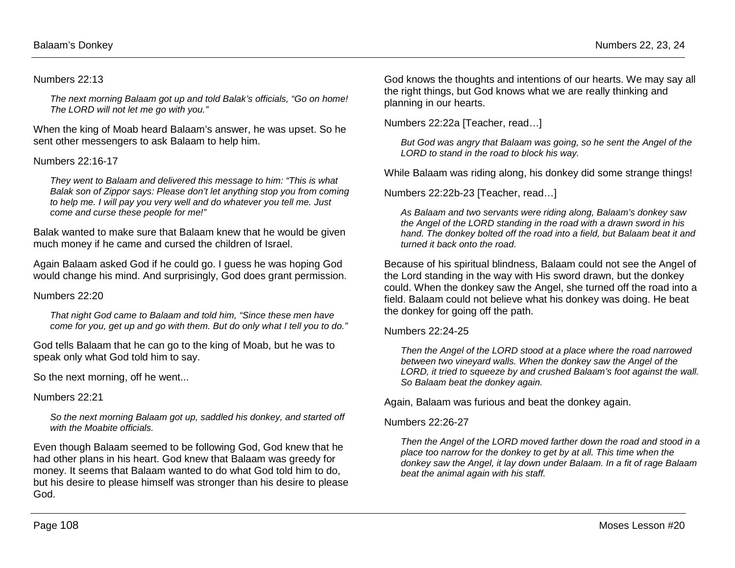Numbers 22:13

> *The next morning Balaam got up and told Balak's officials, "Go on home! The LORD will not let me go with you."*

When the king of Moab heard Balaam's answer, he was upset. So he sent other messengers to ask Balaam to help him.

Numbers 22:16-17

> *They went to Balaam and delivered this message to him: "This is what Balak son of Zippor says: Please don't let anything stop you from coming to help me. I will pay you very well and do whatever you tell me. Just come and curse these people for me!"*

Balak wanted to make sure that Balaam knew that he would be given much money if he came and cursed the children of Israel.

Again Balaam asked God if he could go. I guess he was hoping God would change his mind. And surprisingly, God does grant permission.

Numbers 22:20

> *That night God came to Balaam and told him, "Since these men have come for you, get up and go with them. But do only what I tell you to do."*

God tells Balaam that he can go to the king of Moab, but he was to speak only what God told him to say.

So the next morning, off he went...

Numbers 22:21

> *So the next morning Balaam got up, saddled his donkey, and started off with the Moabite officials.*

Even though Balaam seemed to be following God, God knew that he had other plans in his heart. God knew that Balaam was greedy for money. It seems that Balaam wanted to do what God told him to do, but his desire to please himself was stronger than his desire to please God.

God knows the thoughts and intentions of our hearts. We may say all the right things, but God knows what we are really thinking and planning in our hearts.

Numbers 22:22a [Teacher, read…]

> *But God was angry that Balaam was going, so he sent the Angel of the LORD to stand in the road to block his way.*

While Balaam was riding along, his donkey did some strange things!

Numbers 22:22b-23 [Teacher, read…]

> *As Balaam and two servants were riding along, Balaam's donkey saw the Angel of the LORD standing in the road with a drawn sword in his hand. The donkey bolted off the road into a field, but Balaam beat it and turned it back onto the road.*

Because of his spiritual blindness, Balaam could not see the Angel of the Lord standing in the way with His sword drawn, but the donkey could. When the donkey saw the Angel, she turned off the road into a field. Balaam could not believe what his donkey was doing. He beat the donkey for going off the path.

Numbers 22:24-25

> *Then the Angel of the LORD stood at a place where the road narrowed between two vineyard walls. When the donkey saw the Angel of the LORD, it tried to squeeze by and crushed Balaam's foot against the wall. So Balaam beat the donkey again.*

Again, Balaam was furious and beat the donkey again.

Numbers 22:26-27

> *Then the Angel of the LORD moved farther down the road and stood in a place too narrow for the donkey to get by at all. This time when the donkey saw the Angel, it lay down under Balaam. In a fit of rage Balaam beat the animal again with his staff.*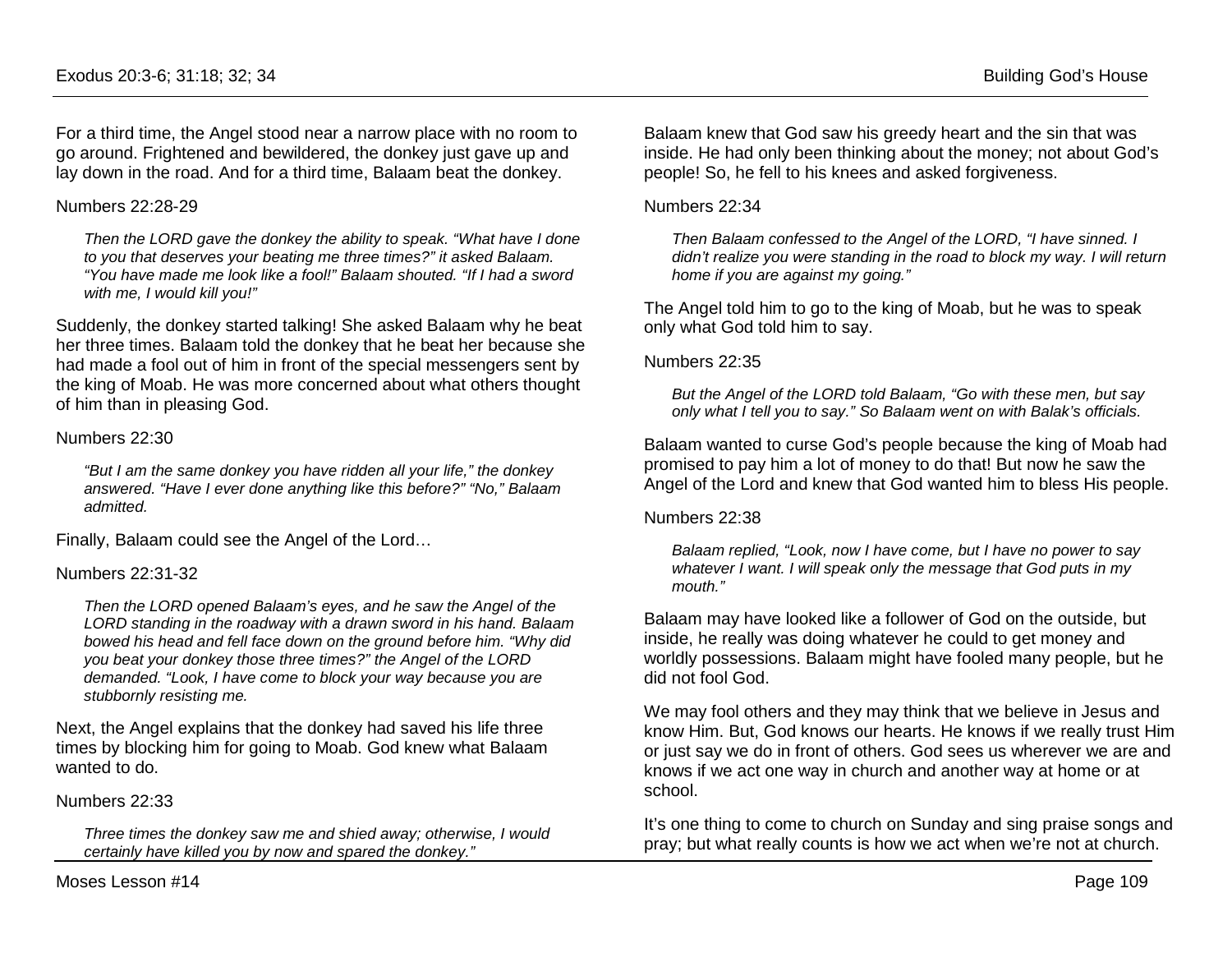For a third time, the Angel stood near a narrow place with no room to go around. Frightened and bewildered, the donkey just gave up and lay down in the road. And for a third time, Balaam beat the donkey.

Numbers 22:28-29

> *Then the LORD gave the donkey the ability to speak. "What have I done to you that deserves your beating me three times?" it asked Balaam. "You have made me look like a fool!" Balaam shouted. "If I had a sword with me, I would kill you!"*

Suddenly, the donkey started talking! She asked Balaam why he beat her three times. Balaam told the donkey that he beat her because she had made a fool out of him in front of the special messengers sent by the king of Moab. He was more concerned about what others thought of him than in pleasing God.

Numbers 22:30

> *"But I am the same donkey you have ridden all your life," the donkey answered. "Have I ever done anything like this before?" "No," Balaam admitted.*

Finally, Balaam could see the Angel of the Lord…

Numbers 22:31-32

> *Then the LORD opened Balaam's eyes, and he saw the Angel of the LORD standing in the roadway with a drawn sword in his hand. Balaam bowed his head and fell face down on the ground before him. "Why did you beat your donkey those three times?" the Angel of the LORD demanded. "Look, I have come to block your way because you are stubbornly resisting me.*

Next, the Angel explains that the donkey had saved his life three times by blocking him for going to Moab. God knew what Balaam wanted to do.

Numbers 22:33

> *Three times the donkey saw me and shied away; otherwise, I would certainly have killed you by now and spared the donkey."*

Balaam knew that God saw his greedy heart and the sin that was inside. He had only been thinking about the money; not about God's people! So, he fell to his knees and asked forgiveness.

Numbers 22:34

> *Then Balaam confessed to the Angel of the LORD, "I have sinned. I didn't realize you were standing in the road to block my way. I will return home if you are against my going."*

The Angel told him to go to the king of Moab, but he was to speak only what God told him to say.

Numbers 22:35

> *But the Angel of the LORD told Balaam, "Go with these men, but say only what I tell you to say." So Balaam went on with Balak's officials.*

Balaam wanted to curse God's people because the king of Moab had promised to pay him a lot of money to do that! But now he saw the Angel of the Lord and knew that God wanted him to bless His people.

Numbers 22:38

> *Balaam replied, "Look, now I have come, but I have no power to say whatever I want. I will speak only the message that God puts in my mouth."*

Balaam may have looked like a follower of God on the outside, but inside, he really was doing whatever he could to get money and worldly possessions. Balaam might have fooled many people, but he did not fool God.

We may fool others and they may think that we believe in Jesus and know Him. But, God knows our hearts. He knows if we really trust Him or just say we do in front of others. God sees us wherever we are and knows if we act one way in church and another way at home or at school.

It's one thing to come to church on Sunday and sing praise songs and pray; but what really counts is how we act when we're not at church.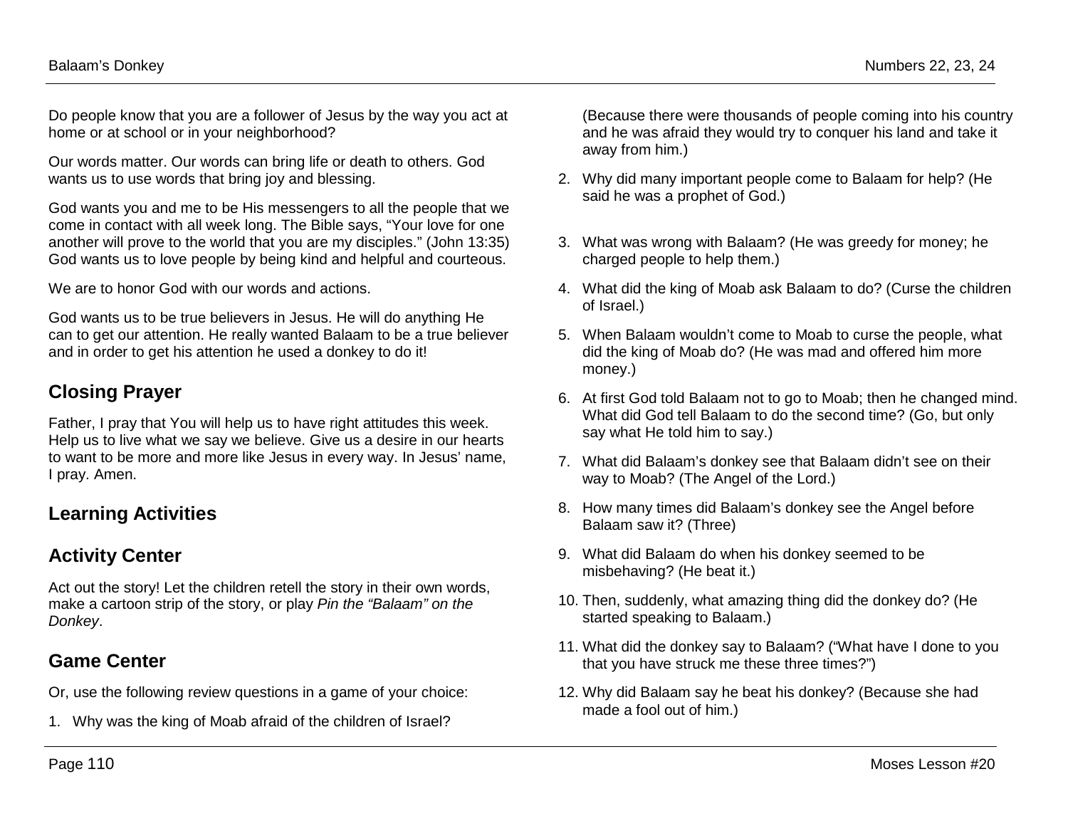Do people know that you are a follower of Jesus by the way you act at home or at school or in your neighborhood?

Our words matter. Our words can bring life or death to others. God wants us to use words that bring joy and blessing.

God wants you and me to be His messengers to all the people that we come in contact with all week long. The Bible says, “Your love for one another will prove to the world that you are my disciples.” (John 13:35) God wants us to love people by being kind and helpful and courteous.

We are to honor God with our words and actions.

God wants us to be true believers in Jesus. He will do anything He can to get our attention. He really wanted Balaam to be a true believer and in order to get his attention he used a donkey to do it!

## Closing Prayer

Father, I pray that You will help us to have right attitudes this week. Help us to live what we say we believe. Give us a desire in our hearts to want to be more and more like Jesus in every way. In Jesus’ name, I pray. Amen.

## Learning Activities

## Activity Center

Act out the story! Let the children retell the story in their own words, make a cartoon strip of the story, or play *Pin the “Balaam” on the Donkey*.

## Game Center

Or, use the following review questions in a game of your choice:

1. Why was the king of Moab afraid of the children of Israel? (Because there were thousands of people coming into his country and he was afraid they would try to conquer his land and take it away from him.)
2. Why did many important people come to Balaam for help? (He said he was a prophet of God.)
3. What was wrong with Balaam? (He was greedy for money; he charged people to help them.)
4. What did the king of Moab ask Balaam to do? (Curse the children of Israel.)
5. When Balaam wouldn’t come to Moab to curse the people, what did the king of Moab do? (He was mad and offered him more money.)
6. At first God told Balaam not to go to Moab; then he changed mind. What did God tell Balaam to do the second time? (Go, but only say what He told him to say.)
7. What did Balaam’s donkey see that Balaam didn’t see on their way to Moab? (The Angel of the Lord.)
8. How many times did Balaam’s donkey see the Angel before Balaam saw it? (Three)
9. What did Balaam do when his donkey seemed to be misbehaving? (He beat it.)
10. Then, suddenly, what amazing thing did the donkey do? (He started speaking to Balaam.)
11. What did the donkey say to Balaam? (“What have I done to you that you have struck me these three times?”)
12. Why did Balaam say he beat his donkey? (Because she had made a fool out of him.)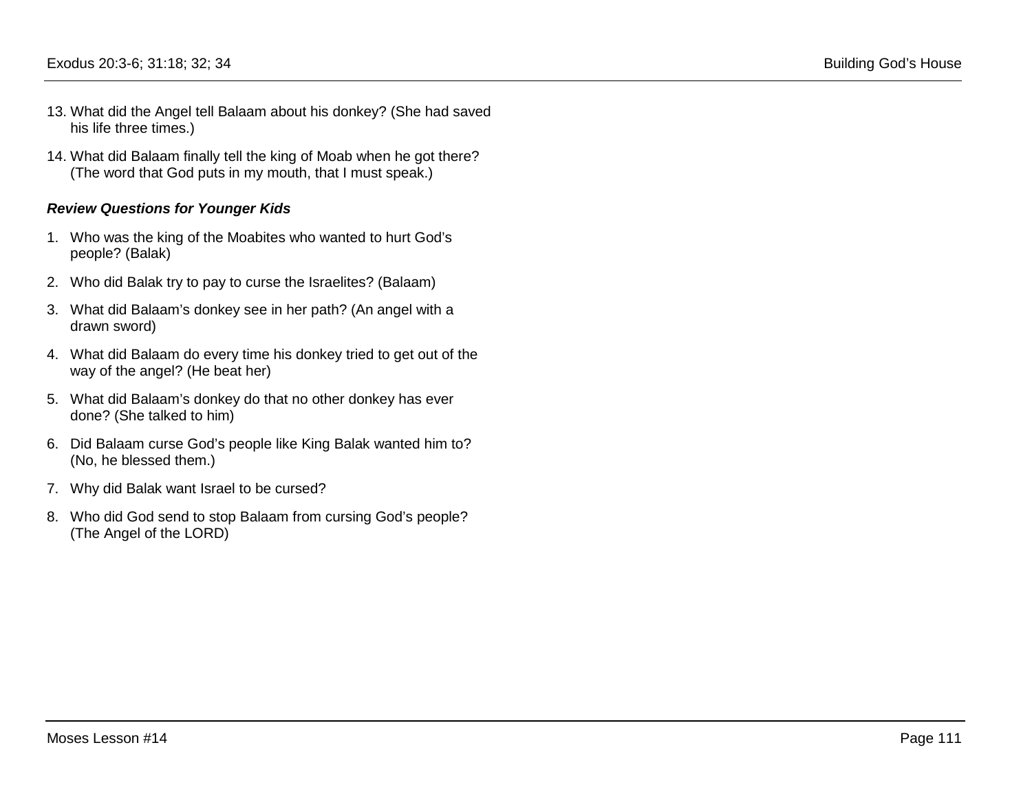13. What did the Angel tell Balaam about his donkey? (She had saved his life three times.)

14. What did Balaam finally tell the king of Moab when he got there? (The word that God puts in my mouth, that I must speak.)

***Review Questions for Younger Kids***

1. Who was the king of the Moabites who wanted to hurt God's people? (Balak)

2. Who did Balak try to pay to curse the Israelites? (Balaam)

3. What did Balaam's donkey see in her path? (An angel with a drawn sword)

4. What did Balaam do every time his donkey tried to get out of the way of the angel? (He beat her)

5. What did Balaam's donkey do that no other donkey has ever done? (She talked to him)

6. Did Balaam curse God's people like King Balak wanted him to? (No, he blessed them.)

7. Why did Balak want Israel to be cursed?

8. Who did God send to stop Balaam from cursing God's people? (The Angel of the LORD)